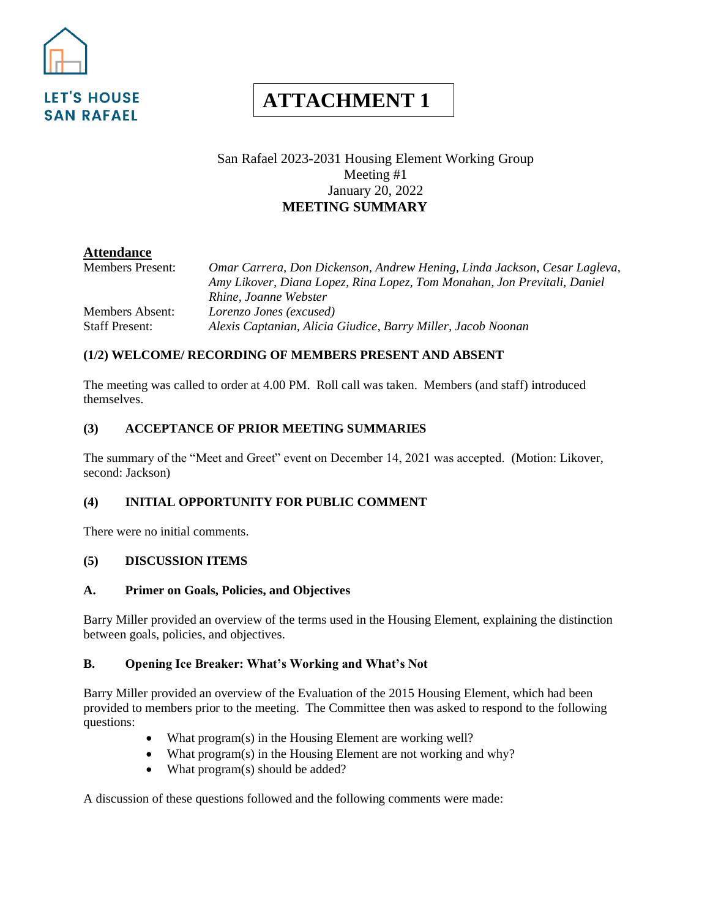LET'S HOUSE SAN RAFAEL

**ATTACHMENT 1**

San Rafael 2023-2031 Housing Element Working Group
Meeting #1
January 20, 2022
**MEETING SUMMARY**

**Attendance**

| | |
|---|---|
| Members Present: | *Omar Carrera, Don Dickenson, Andrew Hening, Linda Jackson, Cesar Lagleva, Amy Likover, Diana Lopez, Rina Lopez, Tom Monahan, Jon Previtali, Daniel Rhine, Joanne Webster* |
| Members Absent: | *Lorenzo Jones (excused)* |
| Staff Present: | *Alexis Captanian, Alicia Giudice, Barry Miller, Jacob Noonan* |

### (1/2) WELCOME/ RECORDING OF MEMBERS PRESENT AND ABSENT

The meeting was called to order at 4.00 PM. Roll call was taken. Members (and staff) introduced themselves.

### (3) ACCEPTANCE OF PRIOR MEETING SUMMARIES

The summary of the "Meet and Greet" event on December 14, 2021 was accepted. (Motion: Likover, second: Jackson)

### (4) INITIAL OPPORTUNITY FOR PUBLIC COMMENT

There were no initial comments.

### (5) DISCUSSION ITEMS

#### A. Primer on Goals, Policies, and Objectives

Barry Miller provided an overview of the terms used in the Housing Element, explaining the distinction between goals, policies, and objectives.

#### B. Opening Ice Breaker: What's Working and What's Not

Barry Miller provided an overview of the Evaluation of the 2015 Housing Element, which had been provided to members prior to the meeting. The Committee then was asked to respond to the following questions:

- What program(s) in the Housing Element are working well?
- What program(s) in the Housing Element are not working and why?
- What program(s) should be added?

A discussion of these questions followed and the following comments were made: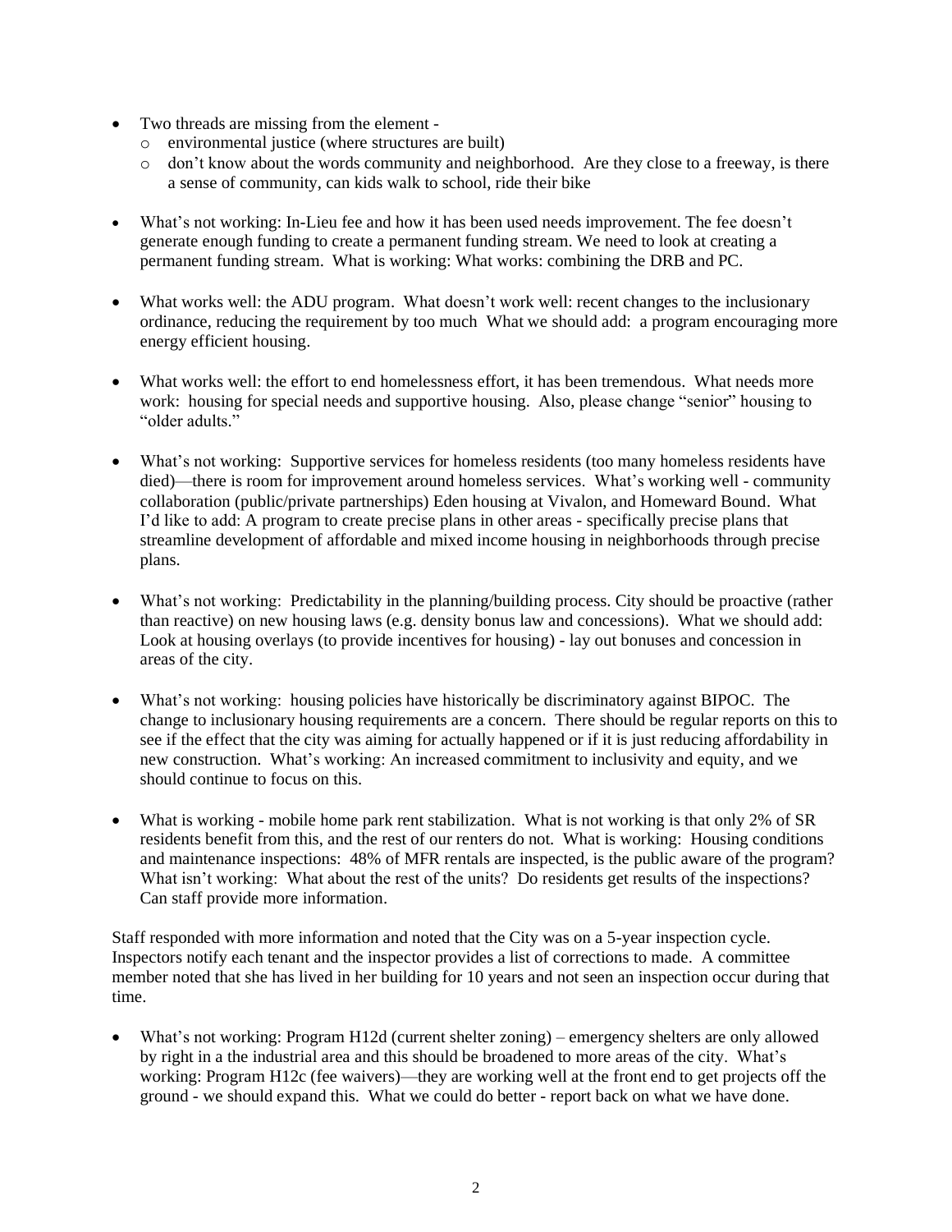- Two threads are missing from the element -
  - environmental justice (where structures are built)
  - don't know about the words community and neighborhood. Are they close to a freeway, is there a sense of community, can kids walk to school, ride their bike

- What's not working: In-Lieu fee and how it has been used needs improvement. The fee doesn't generate enough funding to create a permanent funding stream. We need to look at creating a permanent funding stream. What is working: What works: combining the DRB and PC.

- What works well: the ADU program. What doesn't work well: recent changes to the inclusionary ordinance, reducing the requirement by too much What we should add: a program encouraging more energy efficient housing.

- What works well: the effort to end homelessness effort, it has been tremendous. What needs more work: housing for special needs and supportive housing. Also, please change "senior" housing to "older adults."

- What's not working: Supportive services for homeless residents (too many homeless residents have died)—there is room for improvement around homeless services. What's working well - community collaboration (public/private partnerships) Eden housing at Vivalon, and Homeward Bound. What I'd like to add: A program to create precise plans in other areas - specifically precise plans that streamline development of affordable and mixed income housing in neighborhoods through precise plans.

- What's not working: Predictability in the planning/building process. City should be proactive (rather than reactive) on new housing laws (e.g. density bonus law and concessions). What we should add: Look at housing overlays (to provide incentives for housing) - lay out bonuses and concession in areas of the city.

- What's not working: housing policies have historically be discriminatory against BIPOC. The change to inclusionary housing requirements are a concern. There should be regular reports on this to see if the effect that the city was aiming for actually happened or if it is just reducing affordability in new construction. What's working: An increased commitment to inclusivity and equity, and we should continue to focus on this.

- What is working - mobile home park rent stabilization. What is not working is that only 2% of SR residents benefit from this, and the rest of our renters do not. What is working: Housing conditions and maintenance inspections: 48% of MFR rentals are inspected, is the public aware of the program? What isn't working: What about the rest of the units? Do residents get results of the inspections? Can staff provide more information.

Staff responded with more information and noted that the City was on a 5-year inspection cycle. Inspectors notify each tenant and the inspector provides a list of corrections to made. A committee member noted that she has lived in her building for 10 years and not seen an inspection occur during that time.

- What's not working: Program H12d (current shelter zoning) – emergency shelters are only allowed by right in a the industrial area and this should be broadened to more areas of the city. What's working: Program H12c (fee waivers)—they are working well at the front end to get projects off the ground - we should expand this. What we could do better - report back on what we have done.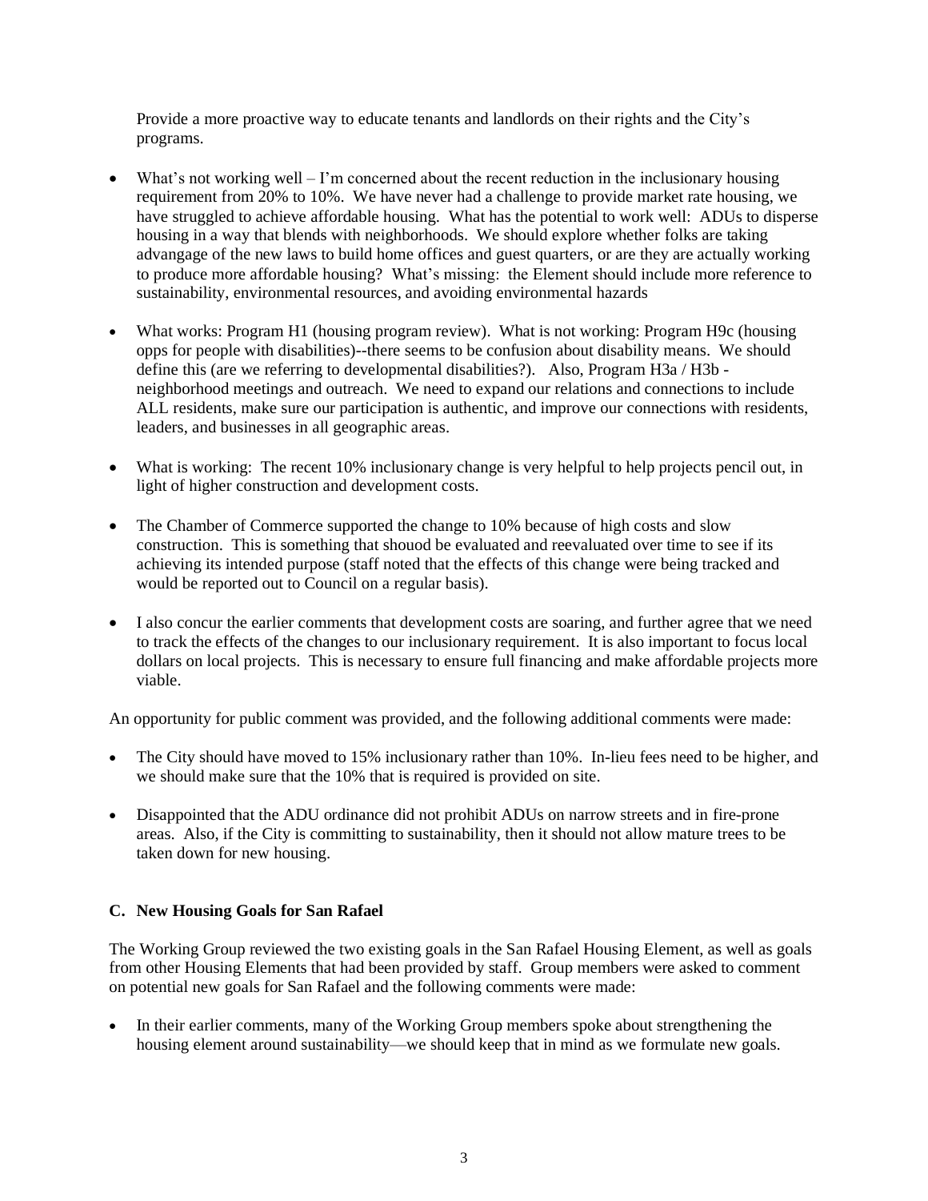Provide a more proactive way to educate tenants and landlords on their rights and the City's programs.

- What's not working well – I'm concerned about the recent reduction in the inclusionary housing requirement from 20% to 10%. We have never had a challenge to provide market rate housing, we have struggled to achieve affordable housing. What has the potential to work well: ADUs to disperse housing in a way that blends with neighborhoods. We should explore whether folks are taking advangage of the new laws to build home offices and guest quarters, or are they are actually working to produce more affordable housing? What's missing: the Element should include more reference to sustainability, environmental resources, and avoiding environmental hazards

- What works: Program H1 (housing program review). What is not working: Program H9c (housing opps for people with disabilities)--there seems to be confusion about disability means. We should define this (are we referring to developmental disabilities?). Also, Program H3a / H3b - neighborhood meetings and outreach. We need to expand our relations and connections to include ALL residents, make sure our participation is authentic, and improve our connections with residents, leaders, and businesses in all geographic areas.

- What is working: The recent 10% inclusionary change is very helpful to help projects pencil out, in light of higher construction and development costs.

- The Chamber of Commerce supported the change to 10% because of high costs and slow construction. This is something that shouod be evaluated and reevaluated over time to see if its achieving its intended purpose (staff noted that the effects of this change were being tracked and would be reported out to Council on a regular basis).

- I also concur the earlier comments that development costs are soaring, and further agree that we need to track the effects of the changes to our inclusionary requirement. It is also important to focus local dollars on local projects. This is necessary to ensure full financing and make affordable projects more viable.

An opportunity for public comment was provided, and the following additional comments were made:

- The City should have moved to 15% inclusionary rather than 10%. In-lieu fees need to be higher, and we should make sure that the 10% that is required is provided on site.

- Disappointed that the ADU ordinance did not prohibit ADUs on narrow streets and in fire-prone areas. Also, if the City is committing to sustainability, then it should not allow mature trees to be taken down for new housing.

### C. New Housing Goals for San Rafael

The Working Group reviewed the two existing goals in the San Rafael Housing Element, as well as goals from other Housing Elements that had been provided by staff. Group members were asked to comment on potential new goals for San Rafael and the following comments were made:

- In their earlier comments, many of the Working Group members spoke about strengthening the housing element around sustainability—we should keep that in mind as we formulate new goals.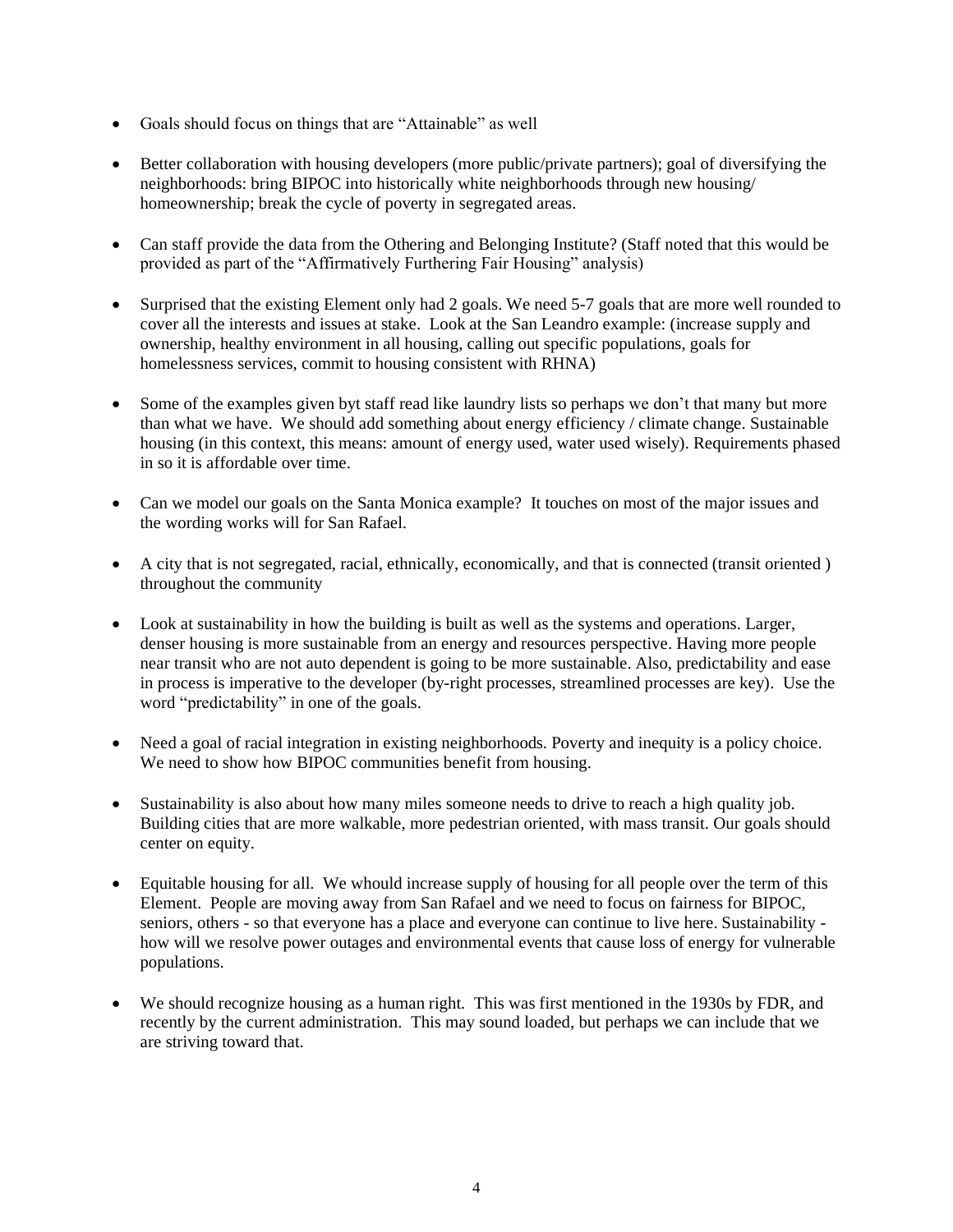- Goals should focus on things that are "Attainable" as well

- Better collaboration with housing developers (more public/private partners); goal of diversifying the neighborhoods: bring BIPOC into historically white neighborhoods through new housing/ homeownership; break the cycle of poverty in segregated areas.

- Can staff provide the data from the Othering and Belonging Institute? (Staff noted that this would be provided as part of the "Affirmatively Furthering Fair Housing" analysis)

- Surprised that the existing Element only had 2 goals. We need 5-7 goals that are more well rounded to cover all the interests and issues at stake. Look at the San Leandro example: (increase supply and ownership, healthy environment in all housing, calling out specific populations, goals for homelessness services, commit to housing consistent with RHNA)

- Some of the examples given byt staff read like laundry lists so perhaps we don't that many but more than what we have. We should add something about energy efficiency / climate change. Sustainable housing (in this context, this means: amount of energy used, water used wisely). Requirements phased in so it is affordable over time.

- Can we model our goals on the Santa Monica example? It touches on most of the major issues and the wording works will for San Rafael.

- A city that is not segregated, racial, ethnically, economically, and that is connected (transit oriented ) throughout the community

- Look at sustainability in how the building is built as well as the systems and operations. Larger, denser housing is more sustainable from an energy and resources perspective. Having more people near transit who are not auto dependent is going to be more sustainable. Also, predictability and ease in process is imperative to the developer (by-right processes, streamlined processes are key). Use the word "predictability" in one of the goals.

- Need a goal of racial integration in existing neighborhoods. Poverty and inequity is a policy choice. We need to show how BIPOC communities benefit from housing.

- Sustainability is also about how many miles someone needs to drive to reach a high quality job. Building cities that are more walkable, more pedestrian oriented, with mass transit. Our goals should center on equity.

- Equitable housing for all. We whould increase supply of housing for all people over the term of this Element. People are moving away from San Rafael and we need to focus on fairness for BIPOC, seniors, others - so that everyone has a place and everyone can continue to live here. Sustainability - how will we resolve power outages and environmental events that cause loss of energy for vulnerable populations.

- We should recognize housing as a human right. This was first mentioned in the 1930s by FDR, and recently by the current administration. This may sound loaded, but perhaps we can include that we are striving toward that.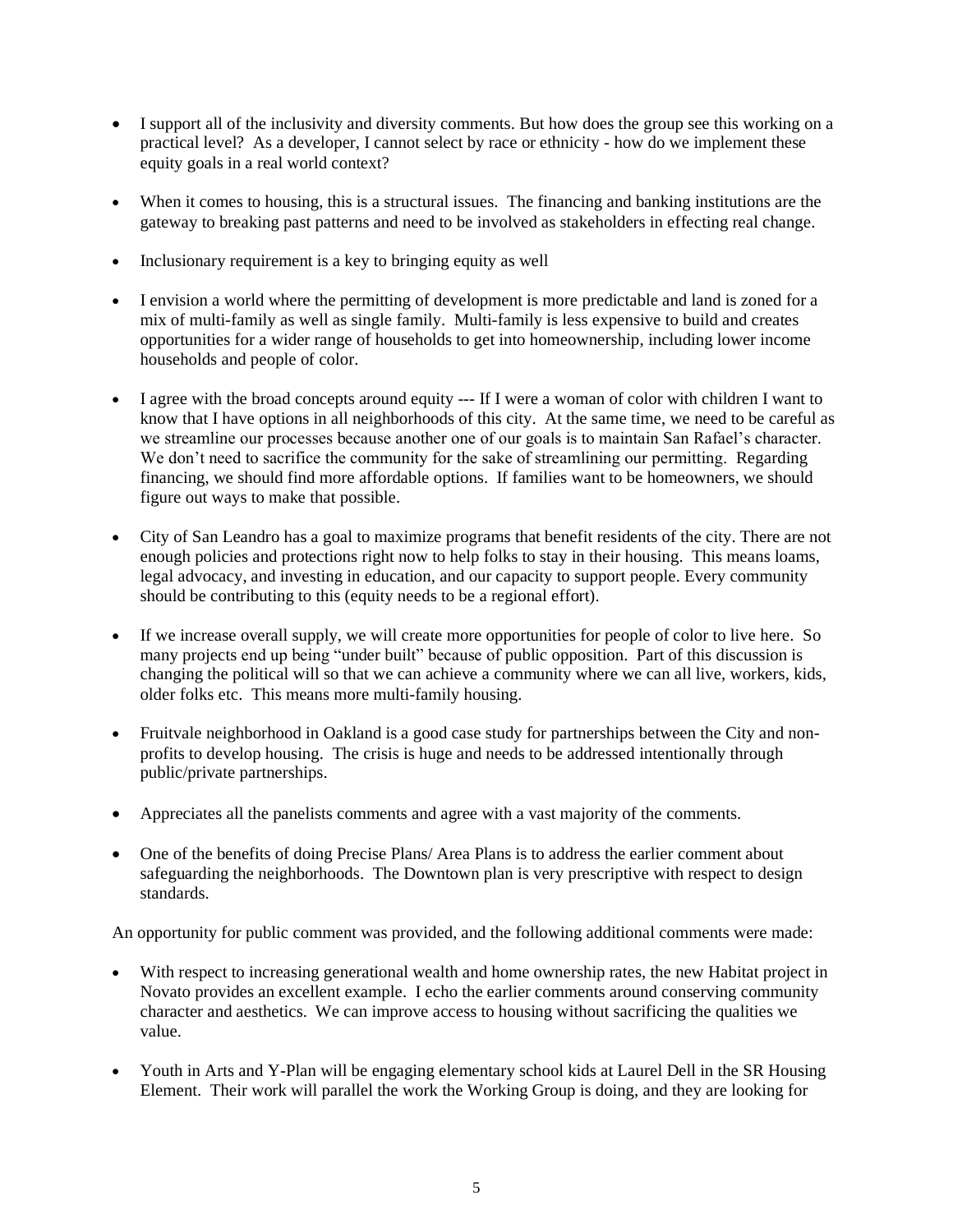- I support all of the inclusivity and diversity comments. But how does the group see this working on a practical level? As a developer, I cannot select by race or ethnicity - how do we implement these equity goals in a real world context?

- When it comes to housing, this is a structural issues. The financing and banking institutions are the gateway to breaking past patterns and need to be involved as stakeholders in effecting real change.

- Inclusionary requirement is a key to bringing equity as well

- I envision a world where the permitting of development is more predictable and land is zoned for a mix of multi-family as well as single family. Multi-family is less expensive to build and creates opportunities for a wider range of households to get into homeownership, including lower income households and people of color.

- I agree with the broad concepts around equity --- If I were a woman of color with children I want to know that I have options in all neighborhoods of this city. At the same time, we need to be careful as we streamline our processes because another one of our goals is to maintain San Rafael's character. We don't need to sacrifice the community for the sake of streamlining our permitting. Regarding financing, we should find more affordable options. If families want to be homeowners, we should figure out ways to make that possible.

- City of San Leandro has a goal to maximize programs that benefit residents of the city. There are not enough policies and protections right now to help folks to stay in their housing. This means loams, legal advocacy, and investing in education, and our capacity to support people. Every community should be contributing to this (equity needs to be a regional effort).

- If we increase overall supply, we will create more opportunities for people of color to live here. So many projects end up being "under built" because of public opposition. Part of this discussion is changing the political will so that we can achieve a community where we can all live, workers, kids, older folks etc. This means more multi-family housing.

- Fruitvale neighborhood in Oakland is a good case study for partnerships between the City and non-profits to develop housing. The crisis is huge and needs to be addressed intentionally through public/private partnerships.

- Appreciates all the panelists comments and agree with a vast majority of the comments.

- One of the benefits of doing Precise Plans/ Area Plans is to address the earlier comment about safeguarding the neighborhoods. The Downtown plan is very prescriptive with respect to design standards.

An opportunity for public comment was provided, and the following additional comments were made:

- With respect to increasing generational wealth and home ownership rates, the new Habitat project in Novato provides an excellent example. I echo the earlier comments around conserving community character and aesthetics. We can improve access to housing without sacrificing the qualities we value.

- Youth in Arts and Y-Plan will be engaging elementary school kids at Laurel Dell in the SR Housing Element. Their work will parallel the work the Working Group is doing, and they are looking for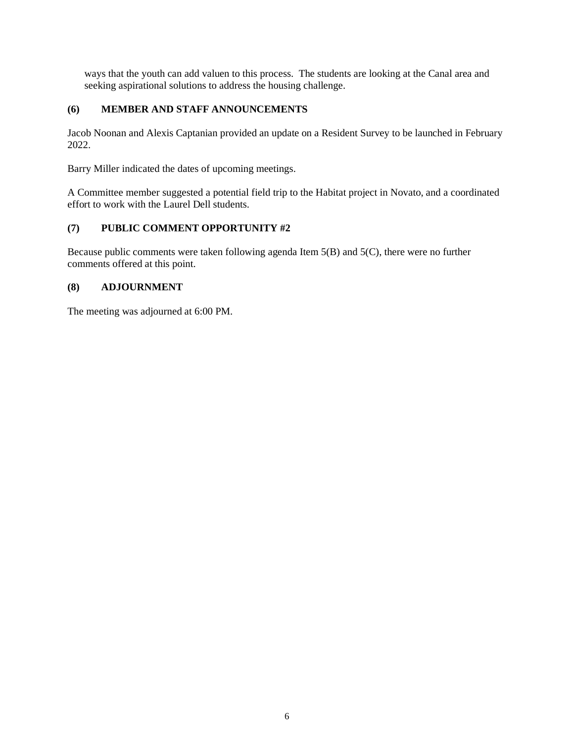ways that the youth can add valuen to this process. The students are looking at the Canal area and seeking aspirational solutions to address the housing challenge.

**(6) MEMBER AND STAFF ANNOUNCEMENTS**

Jacob Noonan and Alexis Captanian provided an update on a Resident Survey to be launched in February 2022.

Barry Miller indicated the dates of upcoming meetings.

A Committee member suggested a potential field trip to the Habitat project in Novato, and a coordinated effort to work with the Laurel Dell students.

**(7) PUBLIC COMMENT OPPORTUNITY #2**

Because public comments were taken following agenda Item 5(B) and 5(C), there were no further comments offered at this point.

**(8) ADJOURNMENT**

The meeting was adjourned at 6:00 PM.